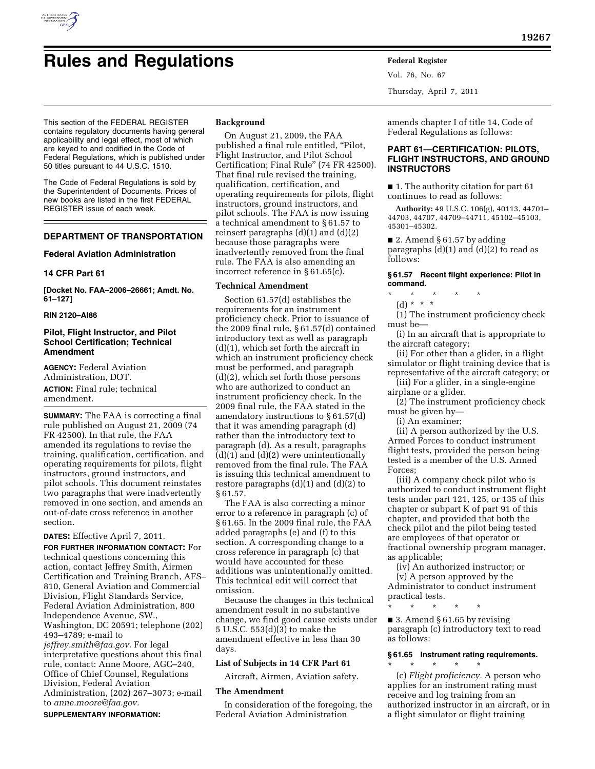# Rules and Regulations

This section of the FEDERAL REGISTER contains regulatory documents having general applicability and legal effect, most of which are keyed to and codified in the Code of Federal Regulations, which is published under 50 titles pursuant to 44 U.S.C. 1510.

The Code of Federal Regulations is sold by the Superintendent of Documents. Prices of new books are listed in the first FEDERAL REGISTER issue of each week.

## DEPARTMENT OF TRANSPORTATION

### Federal Aviation Administration

### 14 CFR Part 61

**[Docket No. FAA–2006–26661; Amdt. No. 61–127]**

**RIN 2120–AI86**

### Pilot, Flight Instructor, and Pilot School Certification; Technical Amendment

**AGENCY:** Federal Aviation Administration, DOT.

**ACTION:** Final rule; technical amendment.

**SUMMARY:** The FAA is correcting a final rule published on August 21, 2009 (74 FR 42500). In that rule, the FAA amended its regulations to revise the training, qualification, certification, and operating requirements for pilots, flight instructors, ground instructors, and pilot schools. This document reinstates two paragraphs that were inadvertently removed in one section, and amends an out-of-date cross reference in another section.

**DATES:** Effective April 7, 2011.

**FOR FURTHER INFORMATION CONTACT:** For technical questions concerning this action, contact Jeffrey Smith, Airmen Certification and Training Branch, AFS–810, General Aviation and Commercial Division, Flight Standards Service, Federal Aviation Administration, 800 Independence Avenue, SW., Washington, DC 20591; telephone (202) 493–4789; e-mail to *jeffrey.smith@faa.gov.* For legal interpretative questions about this final rule, contact: Anne Moore, AGC–240, Office of Chief Counsel, Regulations Division, Federal Aviation Administration, (202) 267–3073; e-mail to *anne.moore@faa.gov.*

**SUPPLEMENTARY INFORMATION:**

**Background**

On August 21, 2009, the FAA published a final rule entitled, "Pilot, Flight Instructor, and Pilot School Certification; Final Rule" (74 FR 42500). That final rule revised the training, qualification, certification, and operating requirements for pilots, flight instructors, ground instructors, and pilot schools. The FAA is now issuing a technical amendment to § 61.57 to reinsert paragraphs (d)(1) and (d)(2) because those paragraphs were inadvertently removed from the final rule. The FAA is also amending an incorrect reference in § 61.65(c).

**Technical Amendment**

Section 61.57(d) establishes the requirements for an instrument proficiency check. Prior to issuance of the 2009 final rule, § 61.57(d) contained introductory text as well as paragraph (d)(1), which set forth the aircraft in which an instrument proficiency check must be performed, and paragraph (d)(2), which set forth those persons who are authorized to conduct an instrument proficiency check. In the 2009 final rule, the FAA stated in the amendatory instructions to § 61.57(d) that it was amending paragraph (d) rather than the introductory text to paragraph (d). As a result, paragraphs (d)(1) and (d)(2) were unintentionally removed from the final rule. The FAA is issuing this technical amendment to restore paragraphs (d)(1) and (d)(2) to § 61.57.

The FAA is also correcting a minor error to a reference in paragraph (c) of § 61.65. In the 2009 final rule, the FAA added paragraphs (e) and (f) to this section. A corresponding change to a cross reference in paragraph (c) that would have accounted for these additions was unintentionally omitted. This technical edit will correct that omission.

Because the changes in this technical amendment result in no substantive change, we find good cause exists under 5 U.S.C. 553(d)(3) to make the amendment effective in less than 30 days.

**List of Subjects in 14 CFR Part 61**

Aircraft, Airmen, Aviation safety.

**The Amendment**

In consideration of the foregoing, the Federal Aviation Administration amends chapter I of title 14, Code of Federal Regulations as follows:

## PART 61—CERTIFICATION: PILOTS, FLIGHT INSTRUCTORS, AND GROUND INSTRUCTORS

■ 1. The authority citation for part 61 continues to read as follows:

**Authority:** 49 U.S.C. 106(g), 40113, 44701–44703, 44707, 44709–44711, 45102–45103, 45301–45302.

■ 2. Amend § 61.57 by adding paragraphs (d)(1) and (d)(2) to read as follows:

**§ 61.57 Recent flight experience: Pilot in command.**

\* \* \* \* \*

(d) \* \* \*

(1) The instrument proficiency check must be—

(i) In an aircraft that is appropriate to the aircraft category;

(ii) For other than a glider, in a flight simulator or flight training device that is representative of the aircraft category; or

(iii) For a glider, in a single-engine airplane or a glider.

(2) The instrument proficiency check must be given by—

(i) An examiner;

(ii) A person authorized by the U.S. Armed Forces to conduct instrument flight tests, provided the person being tested is a member of the U.S. Armed Forces;

(iii) A company check pilot who is authorized to conduct instrument flight tests under part 121, 125, or 135 of this chapter or subpart K of part 91 of this chapter, and provided that both the check pilot and the pilot being tested are employees of that operator or fractional ownership program manager, as applicable;

(iv) An authorized instructor; or

(v) A person approved by the Administrator to conduct instrument practical tests.

\* \* \* \* \*

■ 3. Amend § 61.65 by revising paragraph (c) introductory text to read as follows:

**§ 61.65 Instrument rating requirements.**

\* \* \* \* \*

(c) *Flight proficiency.* A person who applies for an instrument rating must receive and log training from an authorized instructor in an aircraft, or in a flight simulator or flight training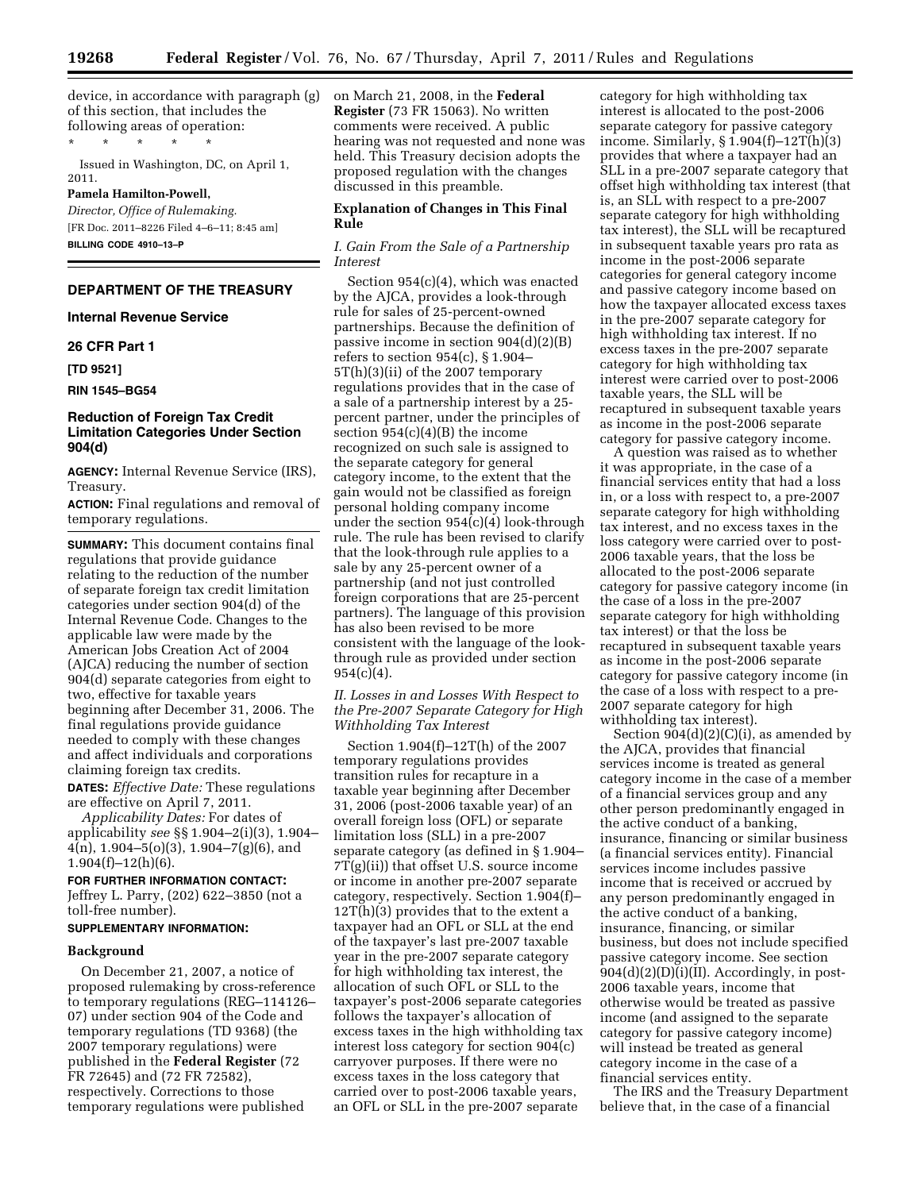device, in accordance with paragraph (g) of this section, that includes the following areas of operation:

\* \* \* \* \*

Issued in Washington, DC, on April 1, 2011.

**Pamela Hamilton-Powell,**

*Director, Office of Rulemaking.*

[FR Doc. 2011–8226 Filed 4–6–11; 8:45 am]

**BILLING CODE 4910–13–P**

---

## DEPARTMENT OF THE TREASURY

### Internal Revenue Service

### 26 CFR Part 1

**[TD 9521]**

**RIN 1545–BG54**

## Reduction of Foreign Tax Credit Limitation Categories Under Section 904(d)

**AGENCY:** Internal Revenue Service (IRS), Treasury.

**ACTION:** Final regulations and removal of temporary regulations.

**SUMMARY:** This document contains final regulations that provide guidance relating to the reduction of the number of separate foreign tax credit limitation categories under section 904(d) of the Internal Revenue Code. Changes to the applicable law were made by the American Jobs Creation Act of 2004 (AJCA) reducing the number of section 904(d) separate categories from eight to two, effective for taxable years beginning after December 31, 2006. The final regulations provide guidance needed to comply with these changes and affect individuals and corporations claiming foreign tax credits.

**DATES:** *Effective Date:* These regulations are effective on April 7, 2011.

*Applicability Dates:* For dates of applicability *see* §§ 1.904–2(i)(3), 1.904–4(n), 1.904–5(o)(3), 1.904–7(g)(6), and 1.904(f)–12(h)(6).

**FOR FURTHER INFORMATION CONTACT:** Jeffrey L. Parry, (202) 622–3850 (not a toll-free number).

**SUPPLEMENTARY INFORMATION:**

### Background

On December 21, 2007, a notice of proposed rulemaking by cross-reference to temporary regulations (REG–114126–07) under section 904 of the Code and temporary regulations (TD 9368) (the 2007 temporary regulations) were published in the **Federal Register** (72 FR 72645) and (72 FR 72582), respectively. Corrections to those temporary regulations were published on March 21, 2008, in the **Federal Register** (73 FR 15063). No written comments were received. A public hearing was not requested and none was held. This Treasury decision adopts the proposed regulation with the changes discussed in this preamble.

### Explanation of Changes in This Final Rule

#### *I. Gain From the Sale of a Partnership Interest*

Section 954(c)(4), which was enacted by the AJCA, provides a look-through rule for sales of 25-percent-owned partnerships. Because the definition of passive income in section 904(d)(2)(B) refers to section 954(c), § 1.904–5T(h)(3)(ii) of the 2007 temporary regulations provides that in the case of a sale of a partnership interest by a 25-percent partner, under the principles of section 954(c)(4)(B) the income recognized on such sale is assigned to the separate category for general category income, to the extent that the gain would not be classified as foreign personal holding company income under the section 954(c)(4) look-through rule. The rule has been revised to clarify that the look-through rule applies to a sale by any 25-percent owner of a partnership (and not just controlled foreign corporations that are 25-percent partners). The language of this provision has also been revised to be more consistent with the language of the look-through rule as provided under section 954(c)(4).

#### *II. Losses in and Losses With Respect to the Pre-2007 Separate Category for High Withholding Tax Interest*

Section 1.904(f)–12T(h) of the 2007 temporary regulations provides transition rules for recapture in a taxable year beginning after December 31, 2006 (post-2006 taxable year) of an overall foreign loss (OFL) or separate limitation loss (SLL) in a pre-2007 separate category (as defined in § 1.904–7T(g)(ii)) that offset U.S. source income or income in another pre-2007 separate category, respectively. Section 1.904(f)–12T(h)(3) provides that to the extent a taxpayer had an OFL or SLL at the end of the taxpayer's last pre-2007 taxable year in the pre-2007 separate category for high withholding tax interest, the allocation of such OFL or SLL to the taxpayer's post-2006 separate categories follows the taxpayer's allocation of excess taxes in the high withholding tax interest loss category for section 904(c) carryover purposes. If there were no excess taxes in the loss category that carried over to post-2006 taxable years, an OFL or SLL in the pre-2007 separate category for high withholding tax interest is allocated to the post-2006 separate category for passive category income. Similarly, § 1.904(f)–12T(h)(3) provides that where a taxpayer had an SLL in a pre-2007 separate category that offset high withholding tax interest (that is, an SLL with respect to a pre-2007 separate category for high withholding tax interest), the SLL will be recaptured in subsequent taxable years pro rata as income in the post-2006 separate categories for general category income and passive category income based on how the taxpayer allocated excess taxes in the pre-2007 separate category for high withholding tax interest. If no excess taxes in the pre-2007 separate category for high withholding tax interest were carried over to post-2006 taxable years, the SLL will be recaptured in subsequent taxable years as income in the post-2006 separate category for passive category income.

A question was raised as to whether it was appropriate, in the case of a financial services entity that had a loss in, or a loss with respect to, a pre-2007 separate category for high withholding tax interest, and no excess taxes in the loss category were carried over to post-2006 taxable years, that the loss be allocated to the post-2006 separate category for passive category income (in the case of a loss in the pre-2007 separate category for high withholding tax interest) or that the loss be recaptured in subsequent taxable years as income in the post-2006 separate category for passive category income (in the case of a loss with respect to a pre-2007 separate category for high withholding tax interest).

Section 904(d)(2)(C)(i), as amended by the AJCA, provides that financial services income is treated as general category income in the case of a member of a financial services group and any other person predominantly engaged in the active conduct of a banking, insurance, financing or similar business (a financial services entity). Financial services income includes passive income that is received or accrued by any person predominantly engaged in the active conduct of a banking, insurance, financing, or similar business, but does not include specified passive category income. See section 904(d)(2)(D)(i)(II). Accordingly, in post-2006 taxable years, income that otherwise would be treated as passive income (and assigned to the separate category for passive category income) will instead be treated as general category income in the case of a financial services entity.

The IRS and the Treasury Department believe that, in the case of a financial